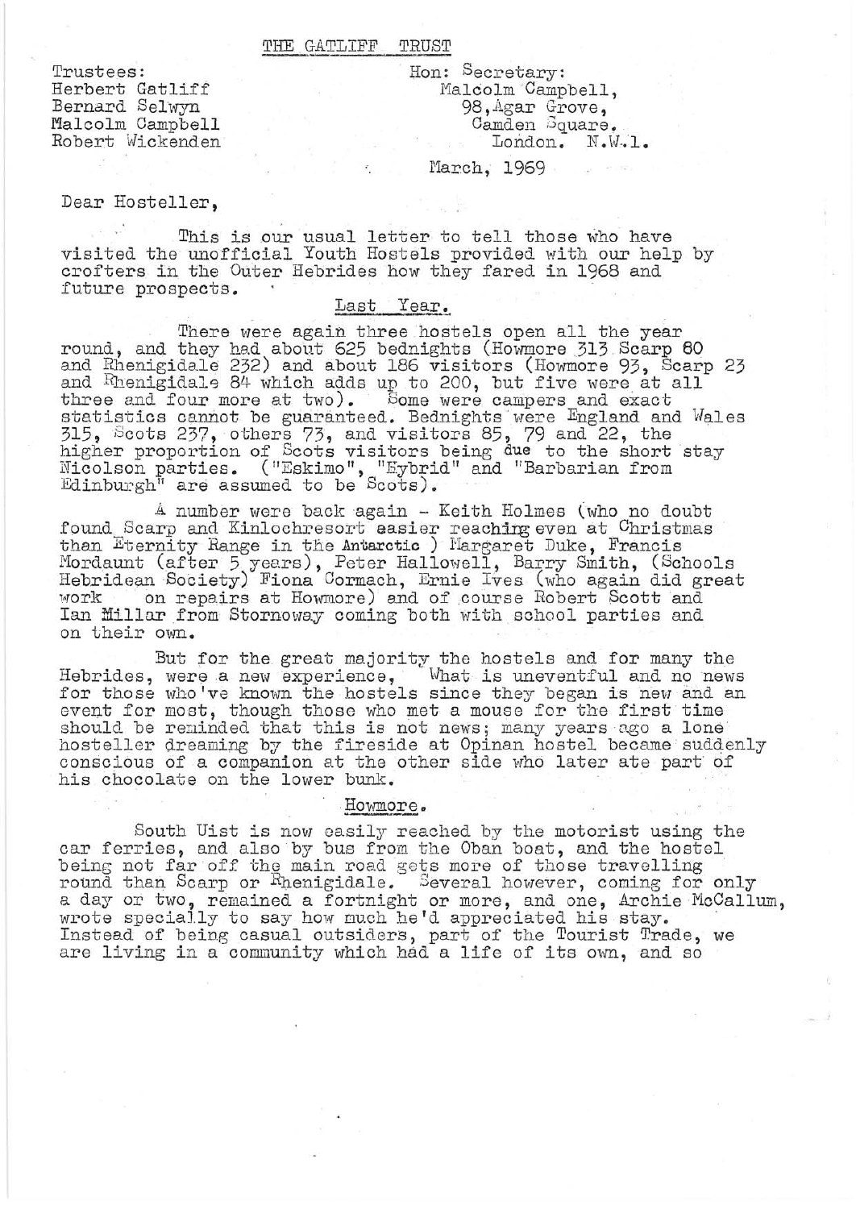# THE GATLIFF TRUST

Trustees:
Herbert Gatliff
Bernard Selwyn
Malcolm Campbell
Robert Wickenden

Hon: Secretary:
Malcolm Campbell,
98, Agar Grove,
Camden Square.
London. N.W.1.

March, 1969

Dear Hosteller,

This is our usual letter to tell those who have visited the unofficial Youth Hostels provided with our help by crofters in the Outer Hebrides how they fared in 1968 and future prospects.

## Last Year.

There were again three hostels open all the year round, and they had about 625 bednights (Howmore 313 Scarp 80 and Rhenigidale 232) and about 186 visitors (Howmore 93, Scarp 23 and Rhenigidale 84 which adds up to 200, but five were at all three and four more at two). Some were campers and exact statistics cannot be guaranteed. Bednights were England and Wales 315, Scots 237, others 73, and visitors 85, 79 and 22, the higher proportion of Scots visitors being due to the short stay Nicolson parties. ("Eskimo", "Eybrid" and "Barbarian from Edinburgh" are assumed to be Scots).

A number were back again - Keith Holmes (who no doubt found Scarp and Kinlochresort easier reaching even at Christmas than Eternity Range in the Antarctic ) Margaret Duke, Francis Mordaunt (after 5 years), Peter Hallowell, Barry Smith, (Schools Hebridean Society) Fiona Cormach, Ernie Ives (who again did great work on repairs at Howmore) and of course Robert Scott and Ian Millar from Stornoway coming both with school parties and on their own.

But for the great majority the hostels and for many the Hebrides, were a new experience, What is uneventful and no news for those who've known the hostels since they began is new and an event for most, though those who met a mouse for the first time should be reminded that this is not news; many years ago a lone hosteller dreaming by the fireside at Opinan hostel became suddenly conscious of a companion at the other side who later ate part of his chocolate on the lower bunk.

## Howmore.

South Uist is now easily reached by the motorist using the car ferries, and also by bus from the Oban boat, and the hostel being not far off the main road gets more of those travelling round than Scarp or Rhenigidale. Several however, coming for only a day or two, remained a fortnight or more, and one, Archie McCallum, wrote specially to say how much he'd appreciated his stay. Instead of being casual outsiders, part of the Tourist Trade, we are living in a community which had a life of its own, and so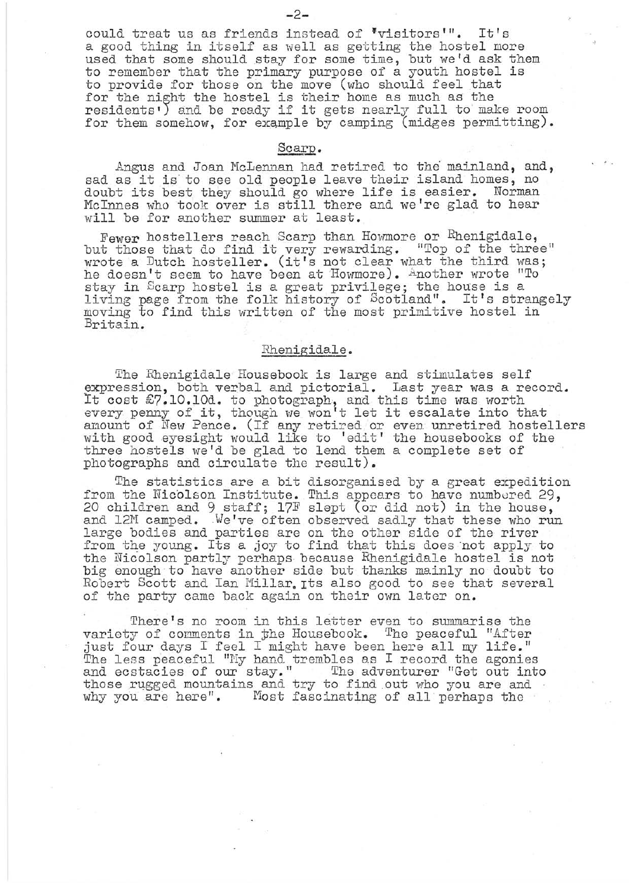could treat us as friends instead of 'visitors'". It's a good thing in itself as well as getting the hostel more used that some should stay for some time, but we'd ask them to remember that the primary purpose of a youth hostel is to provide for those on the move (who should feel that for the night the hostel is their home as much as the residents') and be ready if it gets nearly full to make room for them somehow, for example by camping (midges permitting).

## Scarp.

Angus and Joan McLennan had retired to the mainland, and, sad as it is to see old people leave their island homes, no doubt its best they should go where life is easier. Norman McInnes who took over is still there and we're glad to hear will be for another summer at least.

Fewer hostellers reach Scarp than Howmore or Rhenigidale, but those that do find it very rewarding. "Top of the three" wrote a Dutch hosteller. (it's not clear what the third was; he doesn't seem to have been at Howmore). Another wrote "To stay in Scarp hostel is a great privilege; the house is a living page from the folk history of Scotland". It's strangely moving to find this written of the most primitive hostel in Britain.

## Rhenigidale.

The Rhenigidale Housebook is large and stimulates self expression, both verbal and pictorial. Last year was a record. It cost £7.10.10d. to photograph, and this time was worth every penny of it, though we won't let it escalate into that amount of New Pence. (If any retired or even unretired hostellers with good eyesight would like to 'edit' the housebooks of the three hostels we'd be glad to lend them a complete set of photographs and circulate the result).

The statistics are a bit disorganised by a great expedition from the Nicolson Institute. This appears to have numbered 29, 20 children and 9 staff; 17F slept (or did not) in the house, and 12M camped. We've often observed sadly that these who run large bodies and parties are on the other side of the river from the young. Its a joy to find that this does not apply to the Nicolson partly perhaps because Rhenigidale hostel is not big enough to have another side but thanks mainly no doubt to Robert Scott and Ian Millar. Its also good to see that several of the party came back again on their own later on.

There's no room in this letter even to summarise the variety of comments in the Housebook. The peaceful "After just four days I feel I might have been here all my life." The less peaceful "My hand trembles as I record the agonies and ecstacies of our stay." The adventurer "Get out into those rugged mountains and try to find out who you are and why you are here". Most fascinating of all perhaps the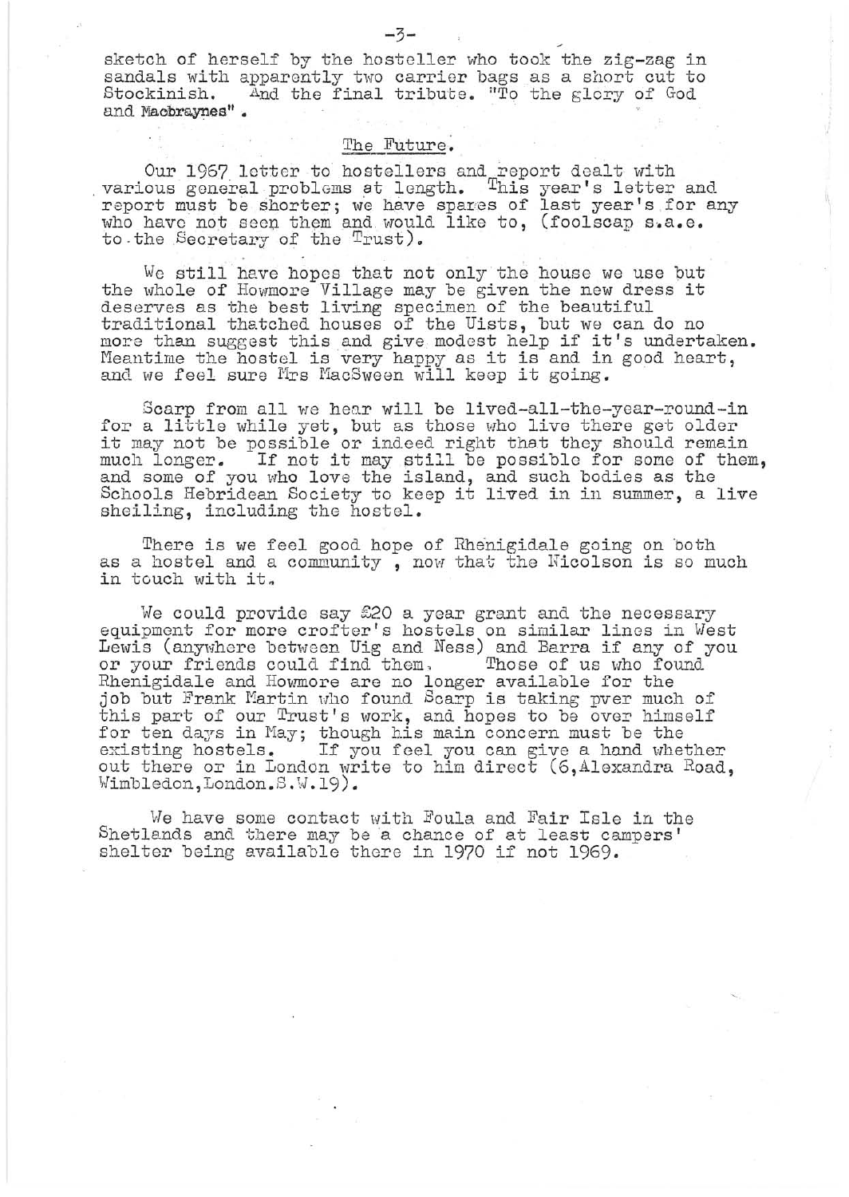sketch of herself by the hosteller who took the zig-zag in sandals with apparently two carrier bags as a short cut to Stockinish. And the final tribute. "To the glory of God and Macbraynes".

## The Future.

Our 1967 letter to hostellers and report dealt with various general problems at length. This year's letter and report must be shorter; we have spares of last year's for any who have not seen them and would like to, (foolscap s.a.e. to the Secretary of the Trust).

We still have hopes that not only the house we use but the whole of Howmore Village may be given the new dress it deserves as the best living specimen of the beautiful traditional thatched houses of the Uists, but we can do no more than suggest this and give modest help if it's undertaken. Meantime the hostel is very happy as it is and in good heart, and we feel sure Mrs MacSween will keep it going.

Scarp from all we hear will be lived-all-the-year-round-in for a little while yet, but as those who live there get older it may not be possible or indeed right that they should remain much longer. If not it may still be possible for some of them, and some of you who love the island, and such bodies as the Schools Hebridean Society to keep it lived in in summer, a live sheiling, including the hostel.

There is we feel good hope of Rhenigidale going on both as a hostel and a community , now that the Nicolson is so much in touch with it.

We could provide say £20 a year grant and the necessary equipment for more crofter's hostels on similar lines in West Lewis (anywhere between Uig and Ness) and Barra if any of you or your friends could find them. Those of us who found Rhenigidale and Howmore are no longer available for the job but Frank Martin who found Scarp is taking pver much of this part of our Trust's work, and hopes to be over himself for ten days in May; though his main concern must be the existing hostels. If you feel you can give a hand whether out there or in London write to him direct (6,Alexandra Road, Wimbledon,London.S.W.19).

We have some contact with Foula and Fair Isle in the Shetlands and there may be a chance of at least campers' shelter being available there in 1970 if not 1969.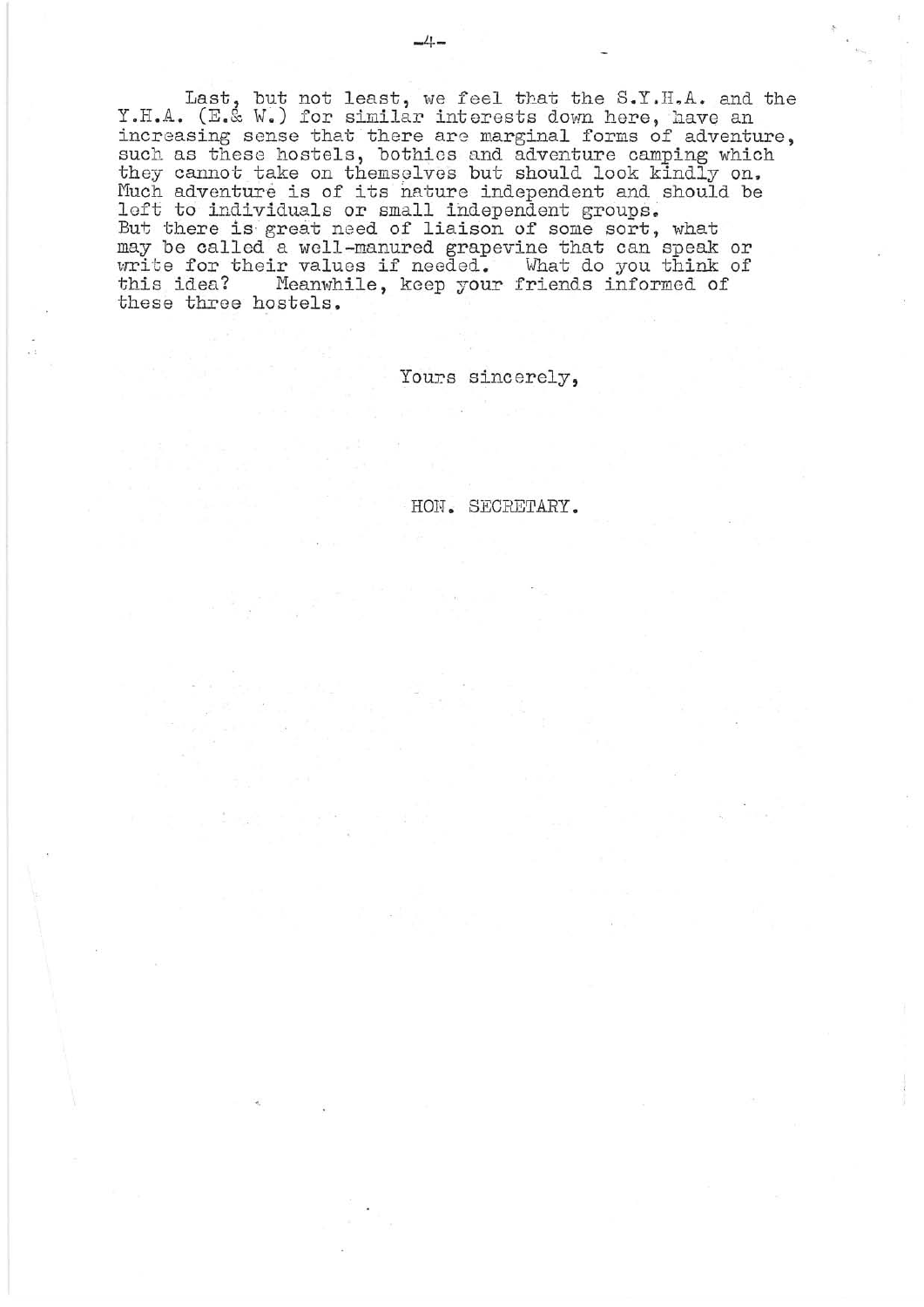Last, but not least, we feel that the S.Y.H.A. and the Y.H.A. (E.& W.) for similar interests down here, have an increasing sense that there are marginal forms of adventure, such as these hostels, bothies and adventure camping which they cannot take on themselves but should look kindly on. Much adventure is of its nature independent and should be left to individuals or small independent groups. But there is great need of liaison of some sort, what may be called a well-manured grapevine that can speak or write for their values if needed. What do you think of this idea? Meanwhile, keep your friends informed of these three hostels.

Yours sincerely,

HON. SECRETARY.